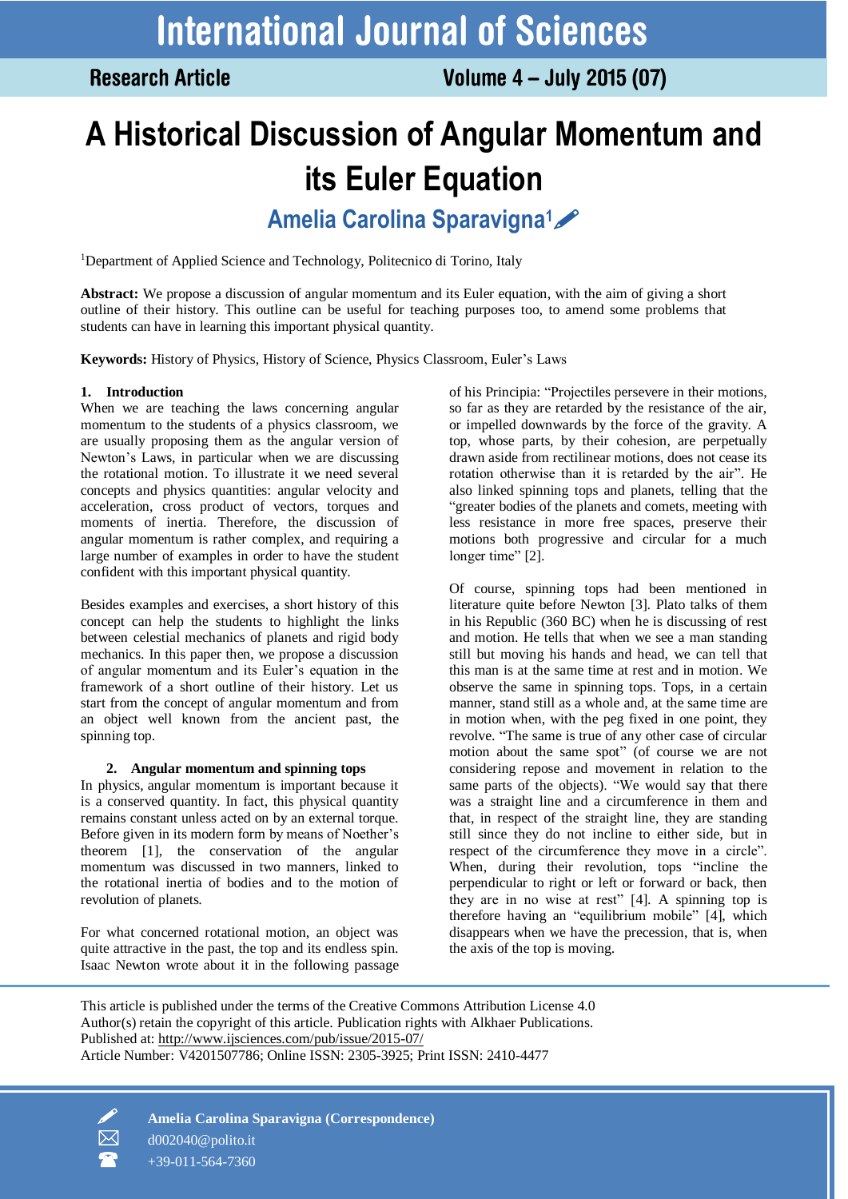# A Historical Discussion of Angular Momentum and its Euler Equation

**Amelia Carolina Sparavigna**[1]

[1]Department of Applied Science and Technology, Politecnico di Torino, Italy

**Abstract:** We propose a discussion of angular momentum and its Euler equation, with the aim of giving a short outline of their history. This outline can be useful for teaching purposes too, to amend some problems that students can have in learning this important physical quantity.

**Keywords:** History of Physics, History of Science, Physics Classroom, Euler's Laws

## 1. Introduction

When we are teaching the laws concerning angular momentum to the students of a physics classroom, we are usually proposing them as the angular version of Newton's Laws, in particular when we are discussing the rotational motion. To illustrate it we need several concepts and physics quantities: angular velocity and acceleration, cross product of vectors, torques and moments of inertia. Therefore, the discussion of angular momentum is rather complex, and requiring a large number of examples in order to have the student confident with this important physical quantity.

Besides examples and exercises, a short history of this concept can help the students to highlight the links between celestial mechanics of planets and rigid body mechanics. In this paper then, we propose a discussion of angular momentum and its Euler's equation in the framework of a short outline of their history. Let us start from the concept of angular momentum and from an object well known from the ancient past, the spinning top.

## 2. Angular momentum and spinning tops

In physics, angular momentum is important because it is a conserved quantity. In fact, this physical quantity remains constant unless acted on by an external torque. Before given in its modern form by means of Noether's theorem [1], the conservation of the angular momentum was discussed in two manners, linked to the rotational inertia of bodies and to the motion of revolution of planets.

For what concerned rotational motion, an object was quite attractive in the past, the top and its endless spin. Isaac Newton wrote about it in the following passage of his Principia: "Projectiles persevere in their motions, so far as they are retarded by the resistance of the air, or impelled downwards by the force of the gravity. A top, whose parts, by their cohesion, are perpetually drawn aside from rectilinear motions, does not cease its rotation otherwise than it is retarded by the air". He also linked spinning tops and planets, telling that the "greater bodies of the planets and comets, meeting with less resistance in more free spaces, preserve their motions both progressive and circular for a much longer time" [2].

Of course, spinning tops had been mentioned in literature quite before Newton [3]. Plato talks of them in his Republic (360 BC) when he is discussing of rest and motion. He tells that when we see a man standing still but moving his hands and head, we can tell that this man is at the same time at rest and in motion. We observe the same in spinning tops. Tops, in a certain manner, stand still as a whole and, at the same time are in motion when, with the peg fixed in one point, they revolve. "The same is true of any other case of circular motion about the same spot" (of course we are not considering repose and movement in relation to the same parts of the objects). "We would say that there was a straight line and a circumference in them and that, in respect of the straight line, they are standing still since they do not incline to either side, but in respect of the circumference they move in a circle". When, during their revolution, tops "incline the perpendicular to right or left or forward or back, then they are in no wise at rest" [4]. A spinning top is therefore having an "equilibrium mobile" [4], which disappears when we have the precession, that is, when the axis of the top is moving.

This article is published under the terms of the Creative Commons Attribution License 4.0
Author(s) retain the copyright of this article. Publication rights with Alkhaer Publications.
Published at: http://www.ijsciences.com/pub/issue/2015-07/
Article Number: V4201507786; Online ISSN: 2305-3925; Print ISSN: 2410-4477

Amelia Carolina Sparavigna (Correspondence)
d002040@polito.it
+39-011-564-7360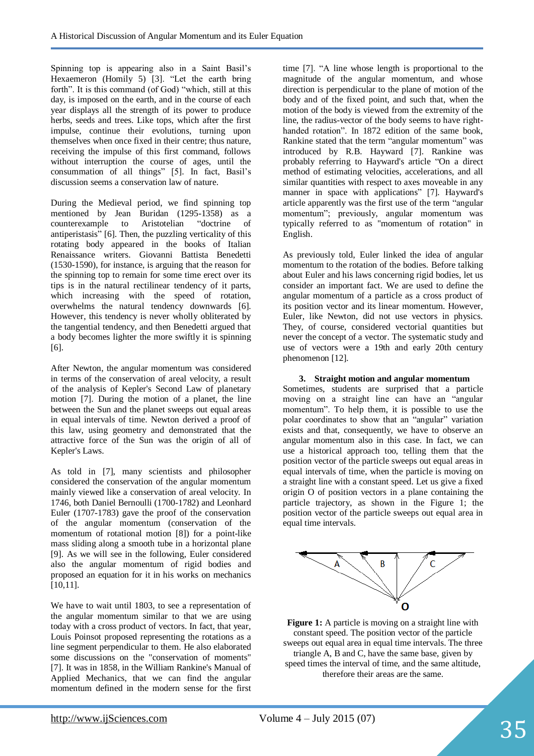Spinning top is appearing also in a Saint Basil's Hexaemeron (Homily 5) [3]. "Let the earth bring forth". It is this command (of God) "which, still at this day, is imposed on the earth, and in the course of each year displays all the strength of its power to produce herbs, seeds and trees. Like tops, which after the first impulse, continue their evolutions, turning upon themselves when once fixed in their centre; thus nature, receiving the impulse of this first command, follows without interruption the course of ages, until the consummation of all things" [5]. In fact, Basil's discussion seems a conservation law of nature.

During the Medieval period, we find spinning top mentioned by Jean Buridan (1295-1358) as a counterexample to Aristotelian "doctrine of antiperistasis" [6]. Then, the puzzling verticality of this rotating body appeared in the books of Italian Renaissance writers. Giovanni Battista Benedetti (1530-1590), for instance, is arguing that the reason for the spinning top to remain for some time erect over its tips is in the natural rectilinear tendency of it parts, which increasing with the speed of rotation, overwhelms the natural tendency downwards [6]. However, this tendency is never wholly obliterated by the tangential tendency, and then Benedetti argued that a body becomes lighter the more swiftly it is spinning [6].

After Newton, the angular momentum was considered in terms of the conservation of areal velocity, a result of the analysis of Kepler's Second Law of planetary motion [7]. During the motion of a planet, the line between the Sun and the planet sweeps out equal areas in equal intervals of time. Newton derived a proof of this law, using geometry and demonstrated that the attractive force of the Sun was the origin of all of Kepler's Laws.

As told in [7], many scientists and philosopher considered the conservation of the angular momentum mainly viewed like a conservation of areal velocity. In 1746, both Daniel Bernoulli (1700-1782) and Leonhard Euler (1707-1783) gave the proof of the conservation of the angular momentum (conservation of the momentum of rotational motion [8]) for a point-like mass sliding along a smooth tube in a horizontal plane [9]. As we will see in the following, Euler considered also the angular momentum of rigid bodies and proposed an equation for it in his works on mechanics [10,11].

We have to wait until 1803, to see a representation of the angular momentum similar to that we are using today with a cross product of vectors. In fact, that year, Louis Poinsot proposed representing the rotations as a line segment perpendicular to them. He also elaborated some discussions on the "conservation of moments" [7]. It was in 1858, in the William Rankine's Manual of Applied Mechanics, that we can find the angular momentum defined in the modern sense for the first time [7]. "A line whose length is proportional to the magnitude of the angular momentum, and whose direction is perpendicular to the plane of motion of the body and of the fixed point, and such that, when the motion of the body is viewed from the extremity of the line, the radius-vector of the body seems to have right-handed rotation". In 1872 edition of the same book, Rankine stated that the term "angular momentum" was introduced by R.B. Hayward [7]. Rankine was probably referring to Hayward's article "On a direct method of estimating velocities, accelerations, and all similar quantities with respect to axes moveable in any manner in space with applications" [7]. Hayward's article apparently was the first use of the term "angular momentum"; previously, angular momentum was typically referred to as "momentum of rotation" in English.

As previously told, Euler linked the idea of angular momentum to the rotation of the bodies. Before talking about Euler and his laws concerning rigid bodies, let us consider an important fact. We are used to define the angular momentum of a particle as a cross product of its position vector and its linear momentum. However, Euler, like Newton, did not use vectors in physics. They, of course, considered vectorial quantities but never the concept of a vector. The systematic study and use of vectors were a 19th and early 20th century phenomenon [12].

## 3. Straight motion and angular momentum

Sometimes, students are surprised that a particle moving on a straight line can have an "angular momentum". To help them, it is possible to use the polar coordinates to show that an "angular" variation exists and that, consequently, we have to observe an angular momentum also in this case. In fact, we can use a historical approach too, telling them that the position vector of the particle sweeps out equal areas in equal intervals of time, when the particle is moving on a straight line with a constant speed. Let us give a fixed origin O of position vectors in a plane containing the particle trajectory, as shown in the Figure 1; the position vector of the particle sweeps out equal area in equal time intervals.

**Figure 1:** A particle is moving on a straight line with constant speed. The position vector of the particle sweeps out equal area in equal time intervals. The three triangle A, B and C, have the same base, given by speed times the interval of time, and the same altitude, therefore their areas are the same.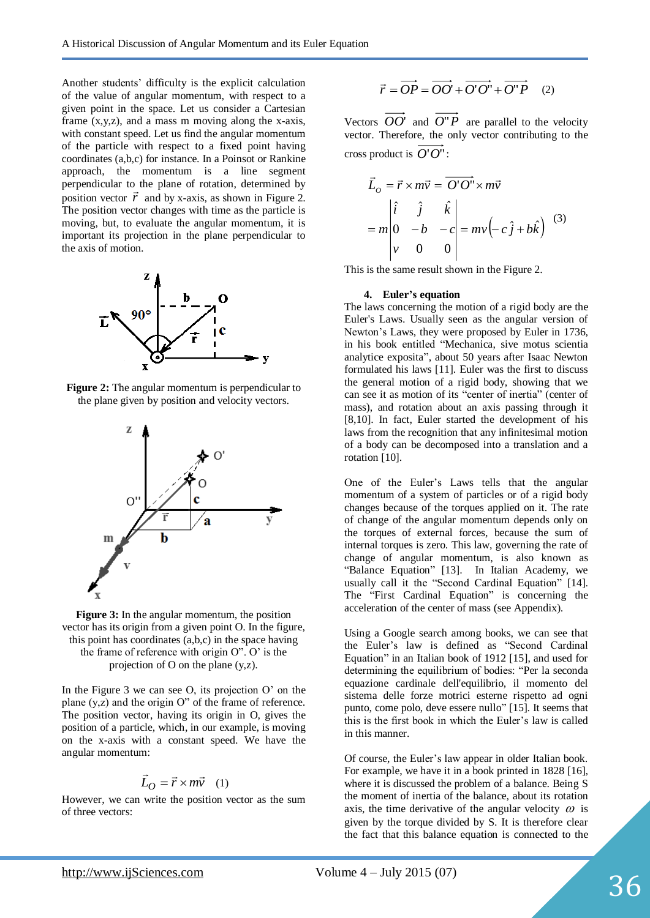Another students' difficulty is the explicit calculation of the value of angular momentum, with respect to a given point in the space. Let us consider a Cartesian frame (x,y,z), and a mass m moving along the x-axis, with constant speed. Let us find the angular momentum of the particle with respect to a fixed point having coordinates (a,b,c) for instance. In a Poinsot or Rankine approach, the momentum is a line segment perpendicular to the plane of rotation, determined by position vector $\vec{r}$ and by x-axis, as shown in Figure 2. The position vector changes with time as the particle is moving, but, to evaluate the angular momentum, it is important its projection in the plane perpendicular to the axis of motion.

**Figure 2:** The angular momentum is perpendicular to the plane given by position and velocity vectors.

**Figure 3:** In the angular momentum, the position vector has its origin from a given point O. In the figure, this point has coordinates (a,b,c) in the space having the frame of reference with origin O''. O' is the projection of O on the plane (y,z).

In the Figure 3 we can see O, its projection O' on the plane (y,z) and the origin O'' of the frame of reference. The position vector, having its origin in O, gives the position of a particle, which, in our example, is moving on the x-axis with a constant speed. We have the angular momentum:

$$\vec{L}_O = \vec{r} \times m\vec{v} \quad (1)$$

However, we can write the position vector as the sum of three vectors:

$$\vec{r} = \overrightarrow{OP} = \overrightarrow{OO'} + \overrightarrow{O'O''} + \overrightarrow{O''P} \quad (2)$$

Vectors $\overrightarrow{OO'}$ and $\overrightarrow{O''P}$ are parallel to the velocity vector. Therefore, the only vector contributing to the cross product is $\overrightarrow{O'O''}$:

$$\vec{L}_O = \vec{r} \times m\vec{v} = \overrightarrow{O'O''} \times m\vec{v}$$
$$= m\begin{vmatrix} \hat{i} & \hat{j} & \hat{k} \\ 0 & -b & -c \\ v & 0 & 0 \end{vmatrix} = mv\left(-c\,\hat{j} + b\hat{k}\right) \quad (3)$$

This is the same result shown in the Figure 2.

## 4. Euler's equation

The laws concerning the motion of a rigid body are the Euler's Laws. Usually seen as the angular version of Newton's Laws, they were proposed by Euler in 1736, in his book entitled "Mechanica, sive motus scientia analytice exposita", about 50 years after Isaac Newton formulated his laws [11]. Euler was the first to discuss the general motion of a rigid body, showing that we can see it as motion of its "center of inertia" (center of mass), and rotation about an axis passing through it [8,10]. In fact, Euler started the development of his laws from the recognition that any infinitesimal motion of a body can be decomposed into a translation and a rotation [10].

One of the Euler's Laws tells that the angular momentum of a system of particles or of a rigid body changes because of the torques applied on it. The rate of change of the angular momentum depends only on the torques of external forces, because the sum of internal torques is zero. This law, governing the rate of change of angular momentum, is also known as "Balance Equation" [13]. In Italian Academy, we usually call it the "Second Cardinal Equation" [14]. The "First Cardinal Equation" is concerning the acceleration of the center of mass (see Appendix).

Using a Google search among books, we can see that the Euler's law is defined as "Second Cardinal Equation" in an Italian book of 1912 [15], and used for determining the equilibrium of bodies: "Per la seconda equazione cardinale dell'equilibrio, il momento del sistema delle forze motrici esterne rispetto ad ogni punto, come polo, deve essere nullo" [15]. It seems that this is the first book in which the Euler's law is called in this manner.

Of course, the Euler's law appear in older Italian book. For example, we have it in a book printed in 1828 [16], where it is discussed the problem of a balance. Being S the moment of inertia of the balance, about its rotation axis, the time derivative of the angular velocity $\omega$ is given by the torque divided by S. It is therefore clear the fact that this balance equation is connected to the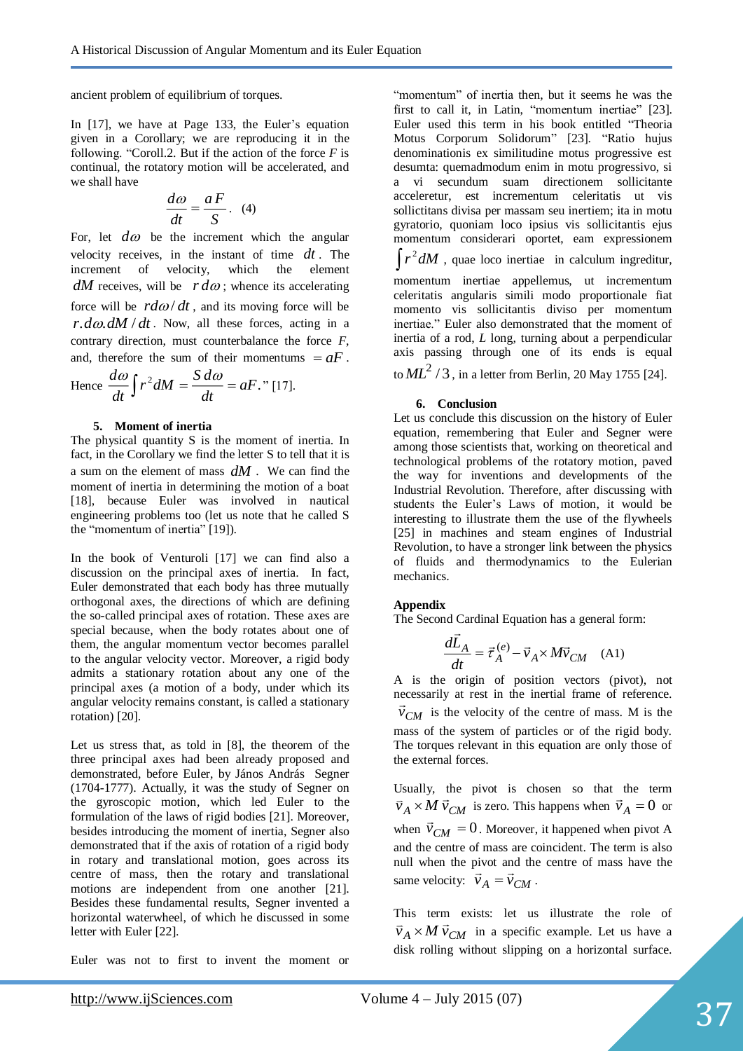ancient problem of equilibrium of torques.

In [17], we have at Page 133, the Euler's equation given in a Corollary; we are reproducing it in the following. "Coroll.2. But if the action of the force $F$ is continual, the rotatory motion will be accelerated, and we shall have

$$\frac{d\omega}{dt} = \frac{aF}{S}. \quad (4)$$

For, let $d\omega$ be the increment which the angular velocity receives, in the instant of time $dt$. The increment of velocity, which the element $dM$ receives, will be $r\,d\omega$; whence its accelerating force will be $rd\omega/dt$, and its moving force will be $r.d\omega.dM/dt$. Now, all these forces, acting in a contrary direction, must counterbalance the force $F$, and, therefore the sum of their momentums $= aF$.

Hence $\frac{d\omega}{dt}\int r^2 dM = \frac{S\,d\omega}{dt} = aF$." [17].

### 5. Moment of inertia

The physical quantity S is the moment of inertia. In fact, in the Corollary we find the letter S to tell that it is a sum on the element of mass $dM$. We can find the moment of inertia in determining the motion of a boat [18], because Euler was involved in nautical engineering problems too (let us note that he called S the "momentum of inertia" [19]).

In the book of Venturoli [17] we can find also a discussion on the principal axes of inertia. In fact, Euler demonstrated that each body has three mutually orthogonal axes, the directions of which are defining the so-called principal axes of rotation. These axes are special because, when the body rotates about one of them, the angular momentum vector becomes parallel to the angular velocity vector. Moreover, a rigid body admits a stationary rotation about any one of the principal axes (a motion of a body, under which its angular velocity remains constant, is called a stationary rotation) [20].

Let us stress that, as told in [8], the theorem of the three principal axes had been already proposed and demonstrated, before Euler, by János András Segner (1704-1777). Actually, it was the study of Segner on the gyroscopic motion, which led Euler to the formulation of the laws of rigid bodies [21]. Moreover, besides introducing the moment of inertia, Segner also demonstrated that if the axis of rotation of a rigid body in rotary and translational motion, goes across its centre of mass, then the rotary and translational motions are independent from one another [21]. Besides these fundamental results, Segner invented a horizontal waterwheel, of which he discussed in some letter with Euler [22].

Euler was not to first to invent the moment or "momentum" of inertia then, but it seems he was the first to call it, in Latin, "momentum inertiae" [23]. Euler used this term in his book entitled "Theoria Motus Corporum Solidorum" [23]. "Ratio hujus denominationis ex similitudine motus progressive est desumta: quemadmodum enim in motu progressivo, si a vi secundum suam directionem sollicitante acceleretur, est incrementum celeritatis ut vis sollictitans divisa per massam seu inertiem; ita in motu gyratorio, quoniam loco ipsius vis sollicitantis ejus momentum considerari oportet, eam expressionem $\int r^2 dM$, quae loco inertiae in calculum ingreditur, momentum inertiae appellemus, ut incrementum celeritatis angularis simili modo proportionale fiat momento vis sollicitantis diviso per momentum inertiae." Euler also demonstrated that the moment of inertia of a rod, $L$ long, turning about a perpendicular axis passing through one of its ends is equal to $ML^2/3$, in a letter from Berlin, 20 May 1755 [24].

### 6. Conclusion

Let us conclude this discussion on the history of Euler equation, remembering that Euler and Segner were among those scientists that, working on theoretical and technological problems of the rotatory motion, paved the way for inventions and developments of the Industrial Revolution. Therefore, after discussing with students the Euler's Laws of motion, it would be interesting to illustrate them the use of the flywheels [25] in machines and steam engines of Industrial Revolution, to have a stronger link between the physics of fluids and thermodynamics to the Eulerian mechanics.

### Appendix

The Second Cardinal Equation has a general form:

$$\frac{d\vec{L}_A}{dt} = \vec{\tau}_A^{(e)} - \vec{v}_A \times M\vec{v}_{CM} \quad \text{(A1)}$$

A is the origin of position vectors (pivot), not necessarily at rest in the inertial frame of reference. $\vec{v}_{CM}$ is the velocity of the centre of mass. M is the mass of the system of particles or of the rigid body. The torques relevant in this equation are only those of the external forces.

Usually, the pivot is chosen so that the term $\vec{v}_A \times M\,\vec{v}_{CM}$ is zero. This happens when $\vec{v}_A = 0$ or when $\vec{v}_{CM} = 0$. Moreover, it happened when pivot A and the centre of mass are coincident. The term is also null when the pivot and the centre of mass have the same velocity: $\vec{v}_A = \vec{v}_{CM}$.

This term exists: let us illustrate the role of $\vec{v}_A \times M\,\vec{v}_{CM}$ in a specific example. Let us have a disk rolling without slipping on a horizontal surface.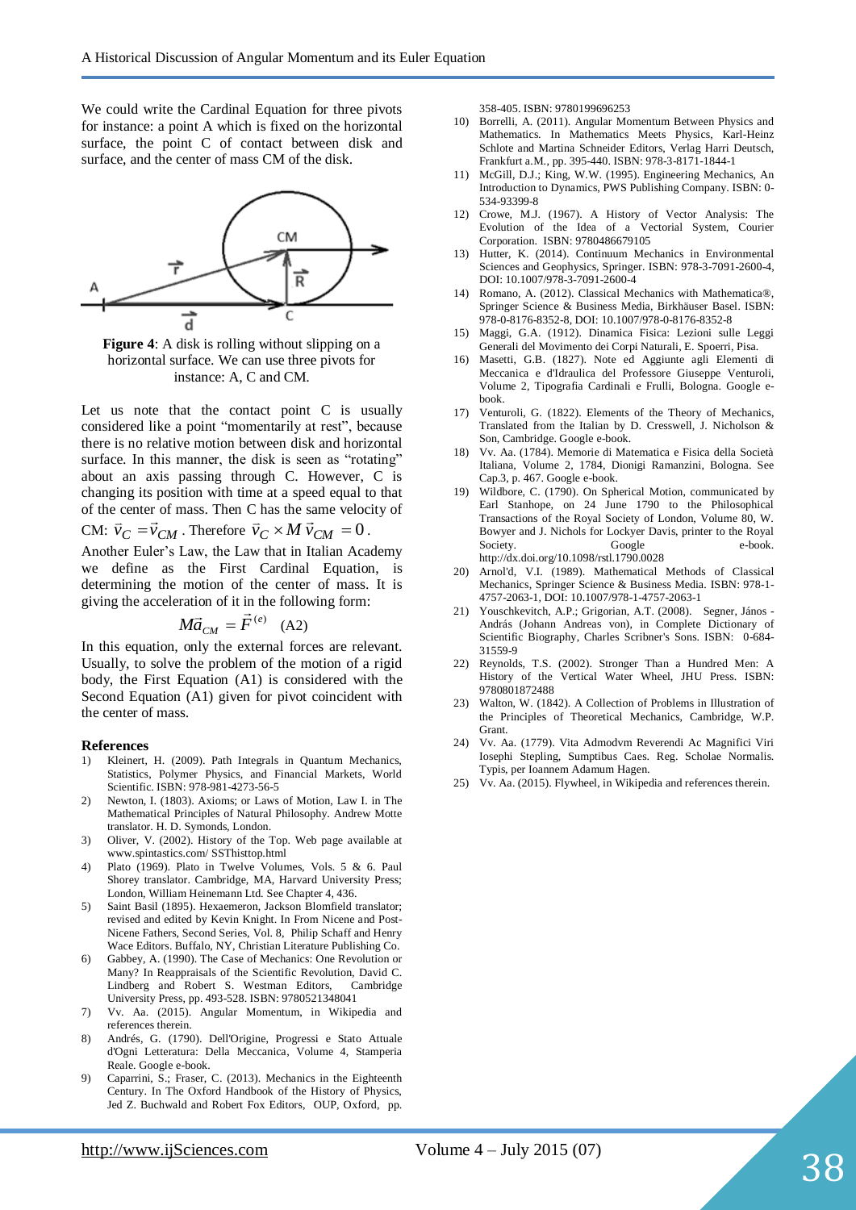We could write the Cardinal Equation for three pivots for instance: a point A which is fixed on the horizontal surface, the point C of contact between disk and surface, and the center of mass CM of the disk.

A

CM

$\vec{r}$

$\vec{R}$

$\vec{d}$

C

**Figure 4**: A disk is rolling without slipping on a horizontal surface. We can use three pivots for instance: A, C and CM.

Let us note that the contact point C is usually considered like a point "momentarily at rest", because there is no relative motion between disk and horizontal surface. In this manner, the disk is seen as "rotating" about an axis passing through C. However, C is changing its position with time at a speed equal to that of the center of mass. Then C has the same velocity of CM: $\vec{v}_C = \vec{v}_{CM}$ . Therefore $\vec{v}_C \times M\,\vec{v}_{CM} = 0$ .

Another Euler's Law, the Law that in Italian Academy we define as the First Cardinal Equation, is determining the motion of the center of mass. It is giving the acceleration of it in the following form:

$$M\vec{a}_{CM} = \vec{F}^{(e)} \quad \text{(A2)}$$

In this equation, only the external forces are relevant. Usually, to solve the problem of the motion of a rigid body, the First Equation (A1) is considered with the Second Equation (A1) given for pivot coincident with the center of mass.

## References

1) Kleinert, H. (2009). Path Integrals in Quantum Mechanics, Statistics, Polymer Physics, and Financial Markets, World Scientific. ISBN: 978-981-4273-56-5
2) Newton, I. (1803). Axioms; or Laws of Motion, Law I. in The Mathematical Principles of Natural Philosophy. Andrew Motte translator. H. D. Symonds, London.
3) Oliver, V. (2002). History of the Top. Web page available at www.spintastics.com/ SSThisttop.html
4) Plato (1969). Plato in Twelve Volumes, Vols. 5 & 6. Paul Shorey translator. Cambridge, MA, Harvard University Press; London, William Heinemann Ltd. See Chapter 4, 436.
5) Saint Basil (1895). Hexaemeron, Jackson Blomfield translator; revised and edited by Kevin Knight. In From Nicene and Post-Nicene Fathers, Second Series, Vol. 8, Philip Schaff and Henry Wace Editors. Buffalo, NY, Christian Literature Publishing Co.
6) Gabbey, A. (1990). The Case of Mechanics: One Revolution or Many? In Reappraisals of the Scientific Revolution, David C. Lindberg and Robert S. Westman Editors, Cambridge University Press, pp. 493-528. ISBN: 9780521348041
7) Vv. Aa. (2015). Angular Momentum, in Wikipedia and references therein.
8) Andrés, G. (1790). Dell'Origine, Progressi e Stato Attuale d'Ogni Letteratura: Della Meccanica, Volume 4, Stamperia Reale. Google e-book.
9) Caparrini, S.; Fraser, C. (2013). Mechanics in the Eighteenth Century. In The Oxford Handbook of the History of Physics, Jed Z. Buchwald and Robert Fox Editors, OUP, Oxford, pp. 358-405. ISBN: 9780199696253
10) Borrelli, A. (2011). Angular Momentum Between Physics and Mathematics. In Mathematics Meets Physics, Karl-Heinz Schlote and Martina Schneider Editors, Verlag Harri Deutsch, Frankfurt a.M., pp. 395-440. ISBN: 978-3-8171-1844-1
11) McGill, D.J.; King, W.W. (1995). Engineering Mechanics, An Introduction to Dynamics, PWS Publishing Company. ISBN: 0-534-93399-8
12) Crowe, M.J. (1967). A History of Vector Analysis: The Evolution of the Idea of a Vectorial System, Courier Corporation. ISBN: 9780486679105
13) Hutter, K. (2014). Continuum Mechanics in Environmental Sciences and Geophysics, Springer. ISBN: 978-3-7091-2600-4, DOI: 10.1007/978-3-7091-2600-4
14) Romano, A. (2012). Classical Mechanics with Mathematica®, Springer Science & Business Media, Birkhäuser Basel. ISBN: 978-0-8176-8352-8, DOI: 10.1007/978-0-8176-8352-8
15) Maggi, G.A. (1912). Dinamica Fisica: Lezioni sulle Leggi Generali del Movimento dei Corpi Naturali, E. Spoerri, Pisa.
16) Masetti, G.B. (1827). Note ed Aggiunte agli Elementi di Meccanica e d'Idraulica del Professore Giuseppe Venturoli, Volume 2, Tipografia Cardinali e Frulli, Bologna. Google e-book.
17) Venturoli, G. (1822). Elements of the Theory of Mechanics, Translated from the Italian by D. Cresswell, J. Nicholson & Son, Cambridge. Google e-book.
18) Vv. Aa. (1784). Memorie di Matematica e Fisica della Società Italiana, Volume 2, 1784, Dionigi Ramanzini, Bologna. See Cap.3, p. 467. Google e-book.
19) Wildbore, C. (1790). On Spherical Motion, communicated by Earl Stanhope, on 24 June 1790 to the Philosophical Transactions of the Royal Society of London, Volume 80, W. Bowyer and J. Nichols for Lockyer Davis, printer to the Royal Society. Google e-book. http://dx.doi.org/10.1098/rstl.1790.0028
20) Arnol'd, V.I. (1989). Mathematical Methods of Classical Mechanics, Springer Science & Business Media. ISBN: 978-1-4757-2063-1, DOI: 10.1007/978-1-4757-2063-1
21) Youschkevitch, A.P.; Grigorian, A.T. (2008). Segner, János - András (Johann Andreas von), in Complete Dictionary of Scientific Biography, Charles Scribner's Sons. ISBN: 0-684-31559-9
22) Reynolds, T.S. (2002). Stronger Than a Hundred Men: A History of the Vertical Water Wheel, JHU Press. ISBN: 9780801872488
23) Walton, W. (1842). A Collection of Problems in Illustration of the Principles of Theoretical Mechanics, Cambridge, W.P. Grant.
24) Vv. Aa. (1779). Vita Admodvm Reverendi Ac Magnifici Viri Iosephi Stepling, Sumptibus Caes. Reg. Scholae Normalis. Typis, per Ioannem Adamum Hagen.
25) Vv. Aa. (2015). Flywheel, in Wikipedia and references therein.